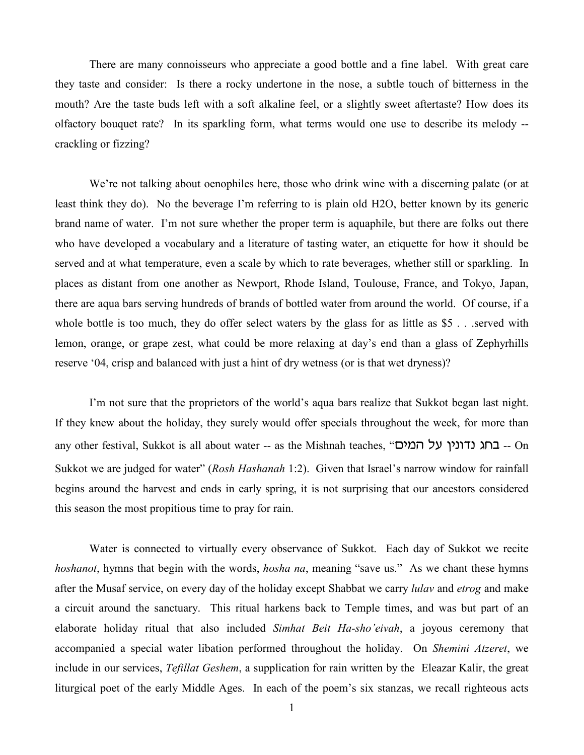There are many connoisseurs who appreciate a good bottle and a fine label. With great care they taste and consider: Is there a rocky undertone in the nose, a subtle touch of bitterness in the mouth? Are the taste buds left with a soft alkaline feel, or a slightly sweet aftertaste? How does its olfactory bouquet rate? In its sparkling form, what terms would one use to describe its melody -- crackling or fizzing?

We're not talking about oenophiles here, those who drink wine with a discerning palate (or at least think they do). No the beverage I'm referring to is plain old H2O, better known by its generic brand name of water. I'm not sure whether the proper term is aquaphile, but there are folks out there who have developed a vocabulary and a literature of tasting water, an etiquette for how it should be served and at what temperature, even a scale by which to rate beverages, whether still or sparkling. In places as distant from one another as Newport, Rhode Island, Toulouse, France, and Tokyo, Japan, there are aqua bars serving hundreds of brands of bottled water from around the world. Of course, if a whole bottle is too much, they do offer select waters by the glass for as little as $5 . . .served with lemon, orange, or grape zest, what could be more relaxing at day's end than a glass of Zephyrhills reserve '04, crisp and balanced with just a hint of dry wetness (or is that wet dryness)?

I'm not sure that the proprietors of the world's aqua bars realize that Sukkot began last night. If they knew about the holiday, they surely would offer specials throughout the week, for more than any other festival, Sukkot is all about water -- as the Mishnah teaches, "בחג נדונין על המים -- On Sukkot we are judged for water" (*Rosh Hashanah* 1:2). Given that Israel's narrow window for rainfall begins around the harvest and ends in early spring, it is not surprising that our ancestors considered this season the most propitious time to pray for rain.

Water is connected to virtually every observance of Sukkot. Each day of Sukkot we recite *hoshanot*, hymns that begin with the words, *hosha na*, meaning "save us." As we chant these hymns after the Musaf service, on every day of the holiday except Shabbat we carry *lulav* and *etrog* and make a circuit around the sanctuary. This ritual harkens back to Temple times, and was but part of an elaborate holiday ritual that also included *Simhat Beit Ha-sho'eivah*, a joyous ceremony that accompanied a special water libation performed throughout the holiday. On *Shemini Atzeret*, we include in our services, *Tefillat Geshem*, a supplication for rain written by the Eleazar Kalir, the great liturgical poet of the early Middle Ages. In each of the poem's six stanzas, we recall righteous acts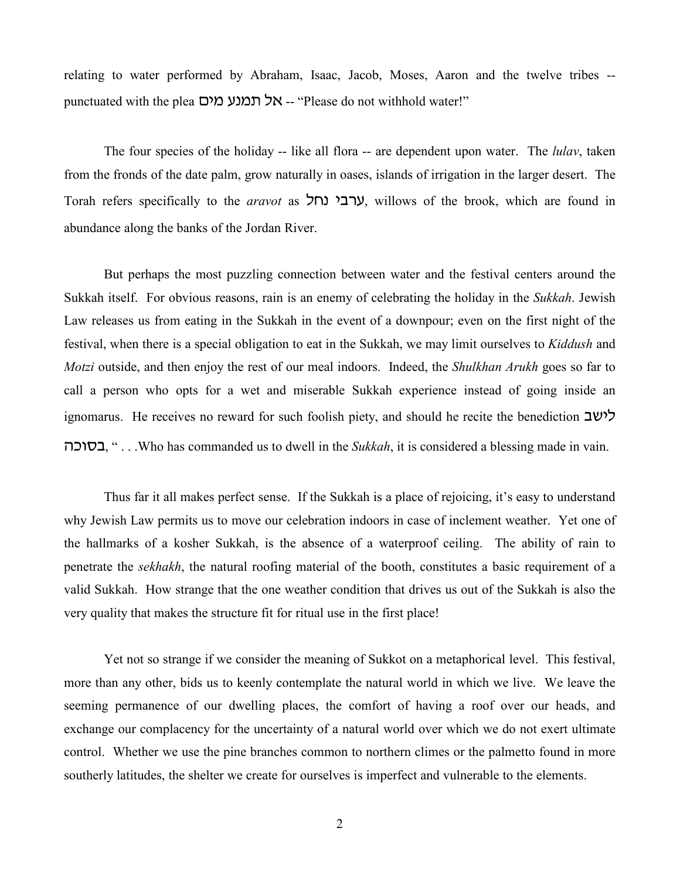relating to water performed by Abraham, Isaac, Jacob, Moses, Aaron and the twelve tribes -- punctuated with the plea אל תמנע מים -- "Please do not withhold water!"

The four species of the holiday -- like all flora -- are dependent upon water. The *lulav*, taken from the fronds of the date palm, grow naturally in oases, islands of irrigation in the larger desert. The Torah refers specifically to the *aravot* as ערבי נחל, willows of the brook, which are found in abundance along the banks of the Jordan River.

But perhaps the most puzzling connection between water and the festival centers around the Sukkah itself. For obvious reasons, rain is an enemy of celebrating the holiday in the *Sukkah*. Jewish Law releases us from eating in the Sukkah in the event of a downpour; even on the first night of the festival, when there is a special obligation to eat in the Sukkah, we may limit ourselves to *Kiddush* and *Motzi* outside, and then enjoy the rest of our meal indoors. Indeed, the *Shulkhan Arukh* goes so far to call a person who opts for a wet and miserable Sukkah experience instead of going inside an ignomarus. He receives no reward for such foolish piety, and should he recite the benediction לישב בסוכה, " . . .Who has commanded us to dwell in the *Sukkah*, it is considered a blessing made in vain.

Thus far it all makes perfect sense. If the Sukkah is a place of rejoicing, it's easy to understand why Jewish Law permits us to move our celebration indoors in case of inclement weather. Yet one of the hallmarks of a kosher Sukkah, is the absence of a waterproof ceiling. The ability of rain to penetrate the *sekhakh*, the natural roofing material of the booth, constitutes a basic requirement of a valid Sukkah. How strange that the one weather condition that drives us out of the Sukkah is also the very quality that makes the structure fit for ritual use in the first place!

Yet not so strange if we consider the meaning of Sukkot on a metaphorical level. This festival, more than any other, bids us to keenly contemplate the natural world in which we live. We leave the seeming permanence of our dwelling places, the comfort of having a roof over our heads, and exchange our complacency for the uncertainty of a natural world over which we do not exert ultimate control. Whether we use the pine branches common to northern climes or the palmetto found in more southerly latitudes, the shelter we create for ourselves is imperfect and vulnerable to the elements.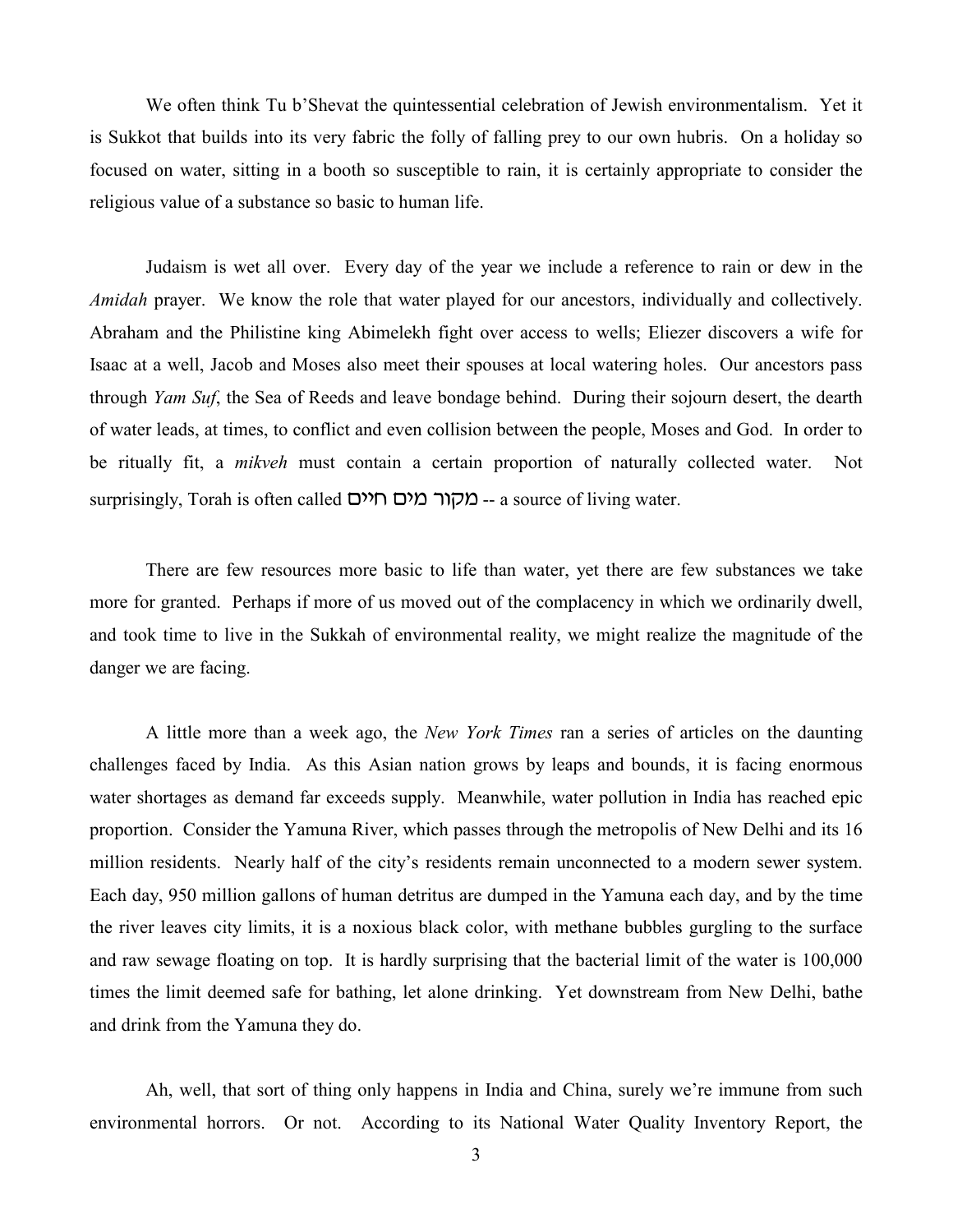We often think Tu b'Shevat the quintessential celebration of Jewish environmentalism. Yet it is Sukkot that builds into its very fabric the folly of falling prey to our own hubris. On a holiday so focused on water, sitting in a booth so susceptible to rain, it is certainly appropriate to consider the religious value of a substance so basic to human life.

Judaism is wet all over. Every day of the year we include a reference to rain or dew in the *Amidah* prayer. We know the role that water played for our ancestors, individually and collectively. Abraham and the Philistine king Abimelekh fight over access to wells; Eliezer discovers a wife for Isaac at a well, Jacob and Moses also meet their spouses at local watering holes. Our ancestors pass through *Yam Suf*, the Sea of Reeds and leave bondage behind. During their sojourn desert, the dearth of water leads, at times, to conflict and even collision between the people, Moses and God. In order to be ritually fit, a *mikveh* must contain a certain proportion of naturally collected water. Not surprisingly, Torah is often called מקור מים חיים -- a source of living water.

There are few resources more basic to life than water, yet there are few substances we take more for granted. Perhaps if more of us moved out of the complacency in which we ordinarily dwell, and took time to live in the Sukkah of environmental reality, we might realize the magnitude of the danger we are facing.

A little more than a week ago, the *New York Times* ran a series of articles on the daunting challenges faced by India. As this Asian nation grows by leaps and bounds, it is facing enormous water shortages as demand far exceeds supply. Meanwhile, water pollution in India has reached epic proportion. Consider the Yamuna River, which passes through the metropolis of New Delhi and its 16 million residents. Nearly half of the city's residents remain unconnected to a modern sewer system. Each day, 950 million gallons of human detritus are dumped in the Yamuna each day, and by the time the river leaves city limits, it is a noxious black color, with methane bubbles gurgling to the surface and raw sewage floating on top. It is hardly surprising that the bacterial limit of the water is 100,000 times the limit deemed safe for bathing, let alone drinking. Yet downstream from New Delhi, bathe and drink from the Yamuna they do.

Ah, well, that sort of thing only happens in India and China, surely we're immune from such environmental horrors. Or not. According to its National Water Quality Inventory Report, the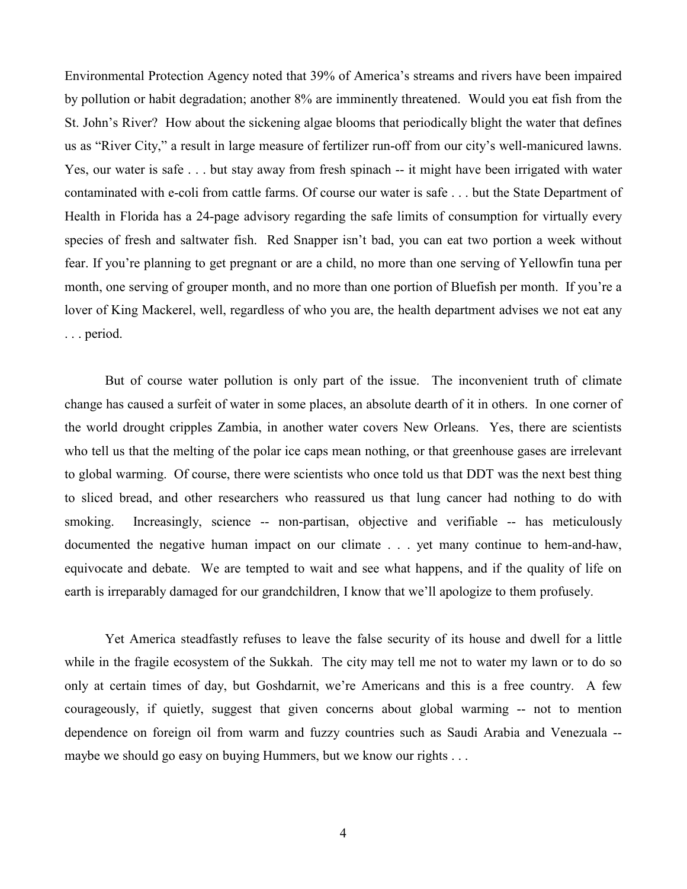Environmental Protection Agency noted that 39% of America's streams and rivers have been impaired by pollution or habit degradation; another 8% are imminently threatened. Would you eat fish from the St. John's River? How about the sickening algae blooms that periodically blight the water that defines us as "River City," a result in large measure of fertilizer run-off from our city's well-manicured lawns. Yes, our water is safe . . . but stay away from fresh spinach -- it might have been irrigated with water contaminated with e-coli from cattle farms. Of course our water is safe . . . but the State Department of Health in Florida has a 24-page advisory regarding the safe limits of consumption for virtually every species of fresh and saltwater fish. Red Snapper isn't bad, you can eat two portion a week without fear. If you're planning to get pregnant or are a child, no more than one serving of Yellowfin tuna per month, one serving of grouper month, and no more than one portion of Bluefish per month. If you're a lover of King Mackerel, well, regardless of who you are, the health department advises we not eat any . . . period.

But of course water pollution is only part of the issue. The inconvenient truth of climate change has caused a surfeit of water in some places, an absolute dearth of it in others. In one corner of the world drought cripples Zambia, in another water covers New Orleans. Yes, there are scientists who tell us that the melting of the polar ice caps mean nothing, or that greenhouse gases are irrelevant to global warming. Of course, there were scientists who once told us that DDT was the next best thing to sliced bread, and other researchers who reassured us that lung cancer had nothing to do with smoking. Increasingly, science -- non-partisan, objective and verifiable -- has meticulously documented the negative human impact on our climate . . . yet many continue to hem-and-haw, equivocate and debate. We are tempted to wait and see what happens, and if the quality of life on earth is irreparably damaged for our grandchildren, I know that we'll apologize to them profusely.

Yet America steadfastly refuses to leave the false security of its house and dwell for a little while in the fragile ecosystem of the Sukkah. The city may tell me not to water my lawn or to do so only at certain times of day, but Goshdarnit, we're Americans and this is a free country. A few courageously, if quietly, suggest that given concerns about global warming -- not to mention dependence on foreign oil from warm and fuzzy countries such as Saudi Arabia and Venezuala -- maybe we should go easy on buying Hummers, but we know our rights . . .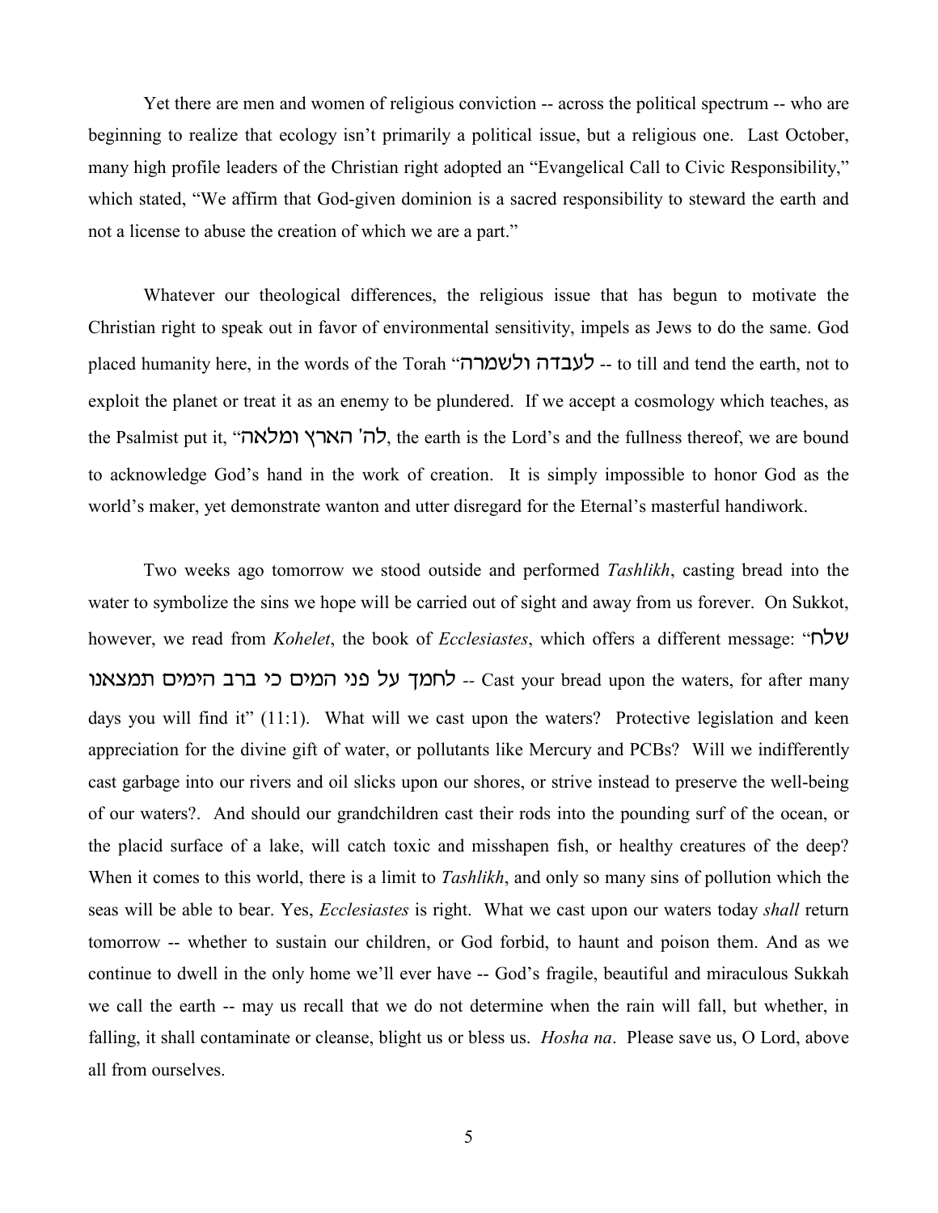Yet there are men and women of religious conviction -- across the political spectrum -- who are beginning to realize that ecology isn't primarily a political issue, but a religious one. Last October, many high profile leaders of the Christian right adopted an "Evangelical Call to Civic Responsibility," which stated, "We affirm that God-given dominion is a sacred responsibility to steward the earth and not a license to abuse the creation of which we are a part."

Whatever our theological differences, the religious issue that has begun to motivate the Christian right to speak out in favor of environmental sensitivity, impels as Jews to do the same. God placed humanity here, in the words of the Torah "לעבדה ולשמרה -- to till and tend the earth, not to exploit the planet or treat it as an enemy to be plundered. If we accept a cosmology which teaches, as the Psalmist put it, "לה' הארץ ומלאה, the earth is the Lord's and the fullness thereof, we are bound to acknowledge God's hand in the work of creation. It is simply impossible to honor God as the world's maker, yet demonstrate wanton and utter disregard for the Eternal's masterful handiwork.

Two weeks ago tomorrow we stood outside and performed *Tashlikh*, casting bread into the water to symbolize the sins we hope will be carried out of sight and away from us forever. On Sukkot, however, we read from *Kohelet*, the book of *Ecclesiastes*, which offers a different message: "שלח לחמך על פני המים כי ברב הימים תמצאנו -- Cast your bread upon the waters, for after many days you will find it" (11:1). What will we cast upon the waters? Protective legislation and keen appreciation for the divine gift of water, or pollutants like Mercury and PCBs? Will we indifferently cast garbage into our rivers and oil slicks upon our shores, or strive instead to preserve the well-being of our waters?. And should our grandchildren cast their rods into the pounding surf of the ocean, or the placid surface of a lake, will catch toxic and misshapen fish, or healthy creatures of the deep? When it comes to this world, there is a limit to *Tashlikh*, and only so many sins of pollution which the seas will be able to bear. Yes, *Ecclesiastes* is right. What we cast upon our waters today *shall* return tomorrow -- whether to sustain our children, or God forbid, to haunt and poison them. And as we continue to dwell in the only home we'll ever have -- God's fragile, beautiful and miraculous Sukkah we call the earth -- may us recall that we do not determine when the rain will fall, but whether, in falling, it shall contaminate or cleanse, blight us or bless us. *Hosha na*. Please save us, O Lord, above all from ourselves.